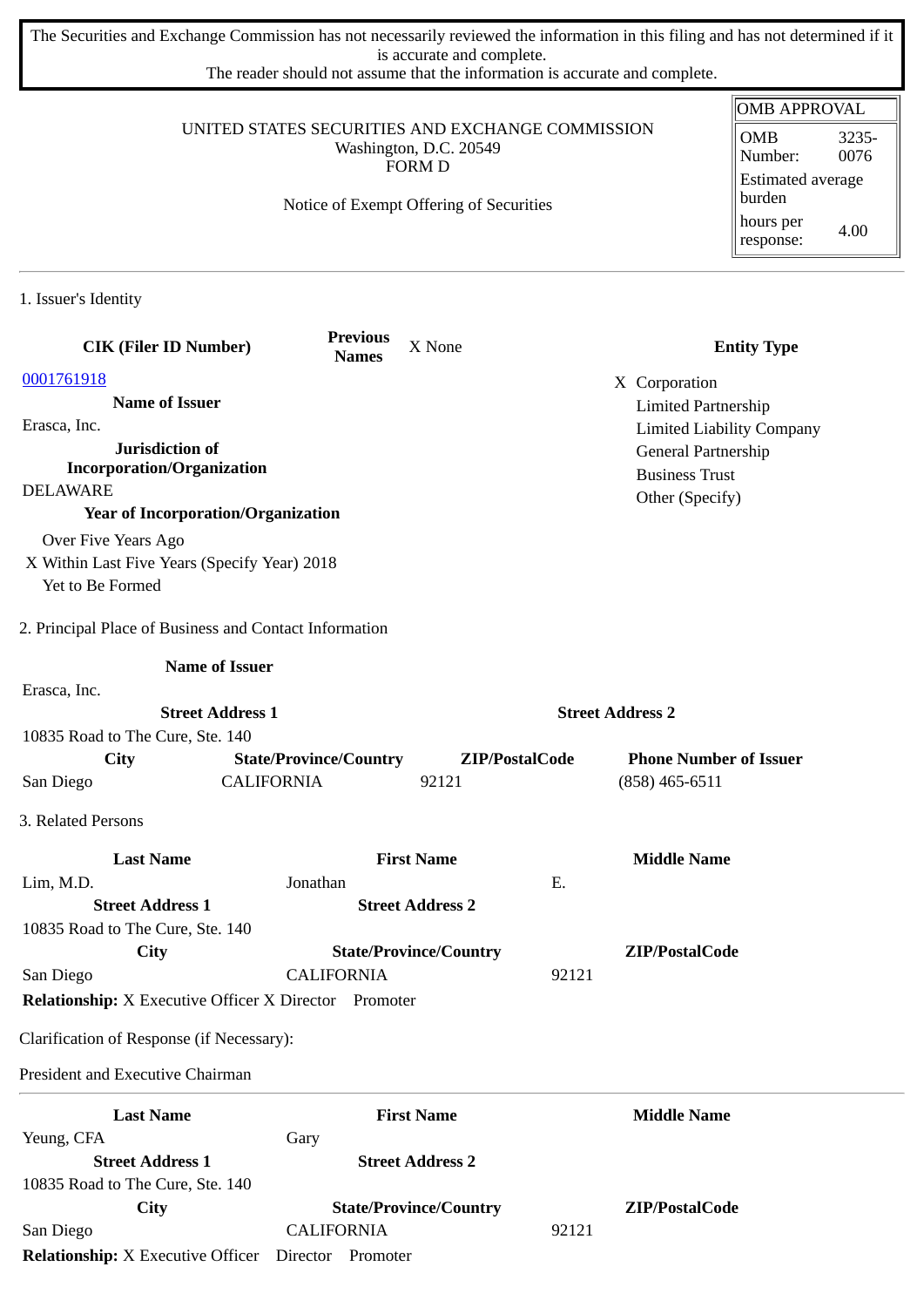The Securities and Exchange Commission has not necessarily reviewed the information in this filing and has not determined if it is accurate and complete.
The reader should not assume that the information is accurate and complete.

| OMB APPROVAL | |
|---|---|
| OMB Number: | 3235-0076 |
| Estimated average burden | |
| hours per response: | 4.00 |

UNITED STATES SECURITIES AND EXCHANGE COMMISSION
Washington, D.C. 20549
FORM D

Notice of Exempt Offering of Securities

## 1. Issuer's Identity

**CIK (Filer ID Number)**
0001761918

**Previous Names** X None

**Entity Type**
- X Corporation
- Limited Partnership
- Limited Liability Company
- General Partnership
- Business Trust
- Other (Specify)

**Name of Issuer**
Erasca, Inc.

**Jurisdiction of Incorporation/Organization**
DELAWARE

**Year of Incorporation/Organization**
- Over Five Years Ago
- X Within Last Five Years (Specify Year) 2018
- Yet to Be Formed

## 2. Principal Place of Business and Contact Information

**Name of Issuer**
Erasca, Inc.

| Street Address 1 | Street Address 2 |
|---|---|
| 10835 Road to The Cure, Ste. 140 | |

| City | State/Province/Country | ZIP/PostalCode | Phone Number of Issuer |
|---|---|---|---|
| San Diego | CALIFORNIA | 92121 | (858) 465-6511 |

## 3. Related Persons

| Last Name | First Name | Middle Name |
|---|---|---|
| Lim, M.D. | Jonathan | E. |

| Street Address 1 | Street Address 2 |
|---|---|
| 10835 Road to The Cure, Ste. 140 | |

| City | State/Province/Country | ZIP/PostalCode |
|---|---|---|
| San Diego | CALIFORNIA | 92121 |

**Relationship:** X Executive Officer X Director Promoter

Clarification of Response (if Necessary):

President and Executive Chairman

---

| Last Name | First Name | Middle Name |
|---|---|---|
| Yeung, CFA | Gary | |

| Street Address 1 | Street Address 2 |
|---|---|
| 10835 Road to The Cure, Ste. 140 | |

| City | State/Province/Country | ZIP/PostalCode |
|---|---|---|
| San Diego | CALIFORNIA | 92121 |

**Relationship:** X Executive Officer Director Promoter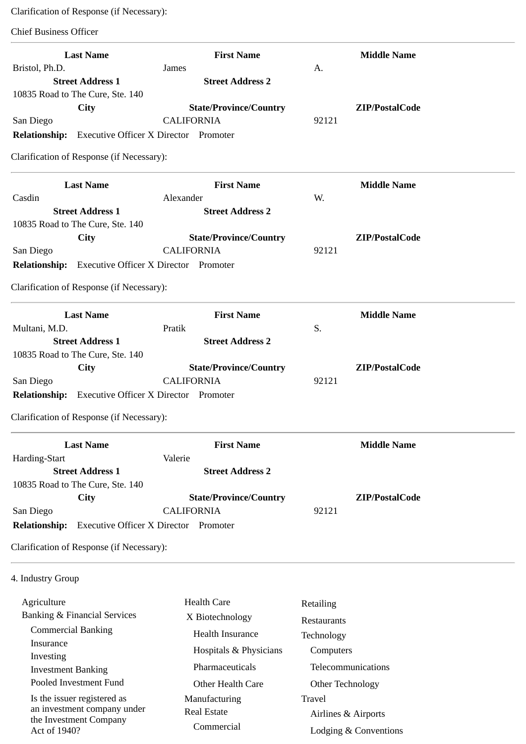Clarification of Response (if Necessary):

Chief Business Officer

---

| Last Name | First Name | Middle Name |
|---|---|---|
| Bristol, Ph.D. | James | A. |
| **Street Address 1** | **Street Address 2** | |
| 10835 Road to The Cure, Ste. 140 | | |
| **City** | **State/Province/Country** | **ZIP/PostalCode** |
| San Diego | CALIFORNIA | 92121 |

**Relationship:** Executive Officer X Director Promoter

Clarification of Response (if Necessary):

---

| Last Name | First Name | Middle Name |
|---|---|---|
| Casdin | Alexander | W. |
| **Street Address 1** | **Street Address 2** | |
| 10835 Road to The Cure, Ste. 140 | | |
| **City** | **State/Province/Country** | **ZIP/PostalCode** |
| San Diego | CALIFORNIA | 92121 |

**Relationship:** Executive Officer X Director Promoter

Clarification of Response (if Necessary):

---

| Last Name | First Name | Middle Name |
|---|---|---|
| Multani, M.D. | Pratik | S. |
| **Street Address 1** | **Street Address 2** | |
| 10835 Road to The Cure, Ste. 140 | | |
| **City** | **State/Province/Country** | **ZIP/PostalCode** |
| San Diego | CALIFORNIA | 92121 |

**Relationship:** Executive Officer X Director Promoter

Clarification of Response (if Necessary):

---

| Last Name | First Name | Middle Name |
|---|---|---|
| Harding-Start | Valerie | |
| **Street Address 1** | **Street Address 2** | |
| 10835 Road to The Cure, Ste. 140 | | |
| **City** | **State/Province/Country** | **ZIP/PostalCode** |
| San Diego | CALIFORNIA | 92121 |

**Relationship:** Executive Officer X Director Promoter

Clarification of Response (if Necessary):

---

4. Industry Group

- Agriculture
- Banking & Financial Services
  - Commercial Banking
  - Insurance
  - Investing
  - Investment Banking
  - Pooled Investment Fund
  - Is the issuer registered as an investment company under the Investment Company Act of 1940?
- Health Care
  - X Biotechnology
  - Health Insurance
  - Hospitals & Physicians
  - Pharmaceuticals
  - Other Health Care
- Manufacturing
- Real Estate
  - Commercial
- Retailing
- Restaurants
- Technology
  - Computers
  - Telecommunications
  - Other Technology
- Travel
  - Airlines & Airports
  - Lodging & Conventions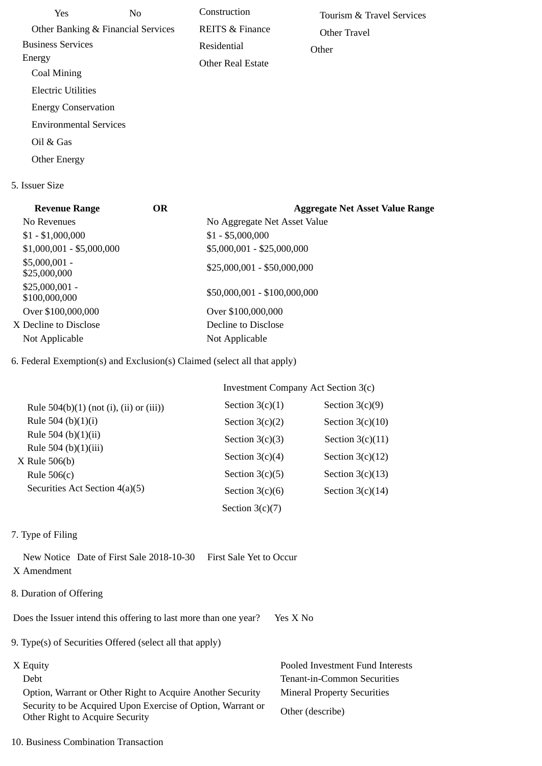Yes No

Other Banking & Financial Services

Business Services

Energy

- Coal Mining
- Electric Utilities
- Energy Conservation
- Environmental Services
- Oil & Gas
- Other Energy

Construction

REITS & Finance

Residential

Other Real Estate

Tourism & Travel Services

Other Travel

Other

5. Issuer Size

| Revenue Range | OR | Aggregate Net Asset Value Range |
|---|---|---|
| No Revenues | | No Aggregate Net Asset Value |
| $1 - $1,000,000 | | $1 - $5,000,000 |
| $1,000,001 - $5,000,000 | | $5,000,001 - $25,000,000 |
| $5,000,001 - $25,000,000 | | $25,000,001 - $50,000,000 |
| $25,000,001 - $100,000,000 | | $50,000,001 - $100,000,000 |
| Over $100,000,000 | | Over $100,000,000 |
| X Decline to Disclose | | Decline to Disclose |
| Not Applicable | | Not Applicable |

6. Federal Exemption(s) and Exclusion(s) Claimed (select all that apply)

| | Investment Company Act Section 3(c) | |
|---|---|---|
| Rule 504(b)(1) (not (i), (ii) or (iii)) | Section 3(c)(1) | Section 3(c)(9) |
| Rule 504 (b)(1)(i) | Section 3(c)(2) | Section 3(c)(10) |
| Rule 504 (b)(1)(ii) | Section 3(c)(3) | Section 3(c)(11) |
| Rule 504 (b)(1)(iii) | Section 3(c)(4) | Section 3(c)(12) |
| X Rule 506(b) | Section 3(c)(5) | Section 3(c)(13) |
| Rule 506(c) | Section 3(c)(6) | Section 3(c)(14) |
| Securities Act Section 4(a)(5) | Section 3(c)(7) | |

7. Type of Filing

New Notice Date of First Sale 2018-10-30 First Sale Yet to Occur

X Amendment

8. Duration of Offering

Does the Issuer intend this offering to last more than one year? Yes X No

9. Type(s) of Securities Offered (select all that apply)

| | |
|---|---|
| X Equity | Pooled Investment Fund Interests |
| Debt | Tenant-in-Common Securities |
| Option, Warrant or Other Right to Acquire Another Security | Mineral Property Securities |
| Security to be Acquired Upon Exercise of Option, Warrant or Other Right to Acquire Security | Other (describe) |

10. Business Combination Transaction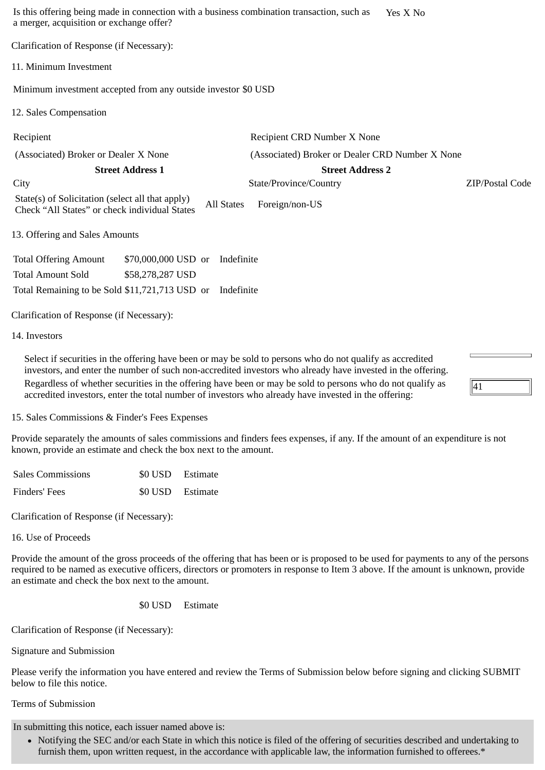Is this offering being made in connection with a business combination transaction, such as a merger, acquisition or exchange offer? Yes X No

Clarification of Response (if Necessary):

11. Minimum Investment

Minimum investment accepted from any outside investor $0 USD

12. Sales Compensation

| Recipient | Recipient CRD Number X None | |
|---|---|---|
| (Associated) Broker or Dealer X None | (Associated) Broker or Dealer CRD Number X None | |
| **Street Address 1** | **Street Address 2** | |
| City | State/Province/Country | ZIP/Postal Code |
| State(s) of Solicitation (select all that apply) Check "All States" or check individual States | All States Foreign/non-US | |

13. Offering and Sales Amounts

| | | | |
|---|---|---|---|
| Total Offering Amount | $70,000,000 USD | or | Indefinite |
| Total Amount Sold | $58,278,287 USD | | |
| Total Remaining to be Sold | $11,721,713 USD | or | Indefinite |

Clarification of Response (if Necessary):

14. Investors

Select if securities in the offering have been or may be sold to persons who do not qualify as accredited investors, and enter the number of such non-accredited investors who already have invested in the offering.

Regardless of whether securities in the offering have been or may be sold to persons who do not qualify as accredited investors, enter the total number of investors who already have invested in the offering: 41

15. Sales Commissions & Finder's Fees Expenses

Provide separately the amounts of sales commissions and finders fees expenses, if any. If the amount of an expenditure is not known, provide an estimate and check the box next to the amount.

| | | |
|---|---|---|
| Sales Commissions | $0 USD | Estimate |
| Finders' Fees | $0 USD | Estimate |

Clarification of Response (if Necessary):

16. Use of Proceeds

Provide the amount of the gross proceeds of the offering that has been or is proposed to be used for payments to any of the persons required to be named as executive officers, directors or promoters in response to Item 3 above. If the amount is unknown, provide an estimate and check the box next to the amount.

$0 USD Estimate

Clarification of Response (if Necessary):

Signature and Submission

Please verify the information you have entered and review the Terms of Submission below before signing and clicking SUBMIT below to file this notice.

Terms of Submission

In submitting this notice, each issuer named above is:

- Notifying the SEC and/or each State in which this notice is filed of the offering of securities described and undertaking to furnish them, upon written request, in the accordance with applicable law, the information furnished to offerees.*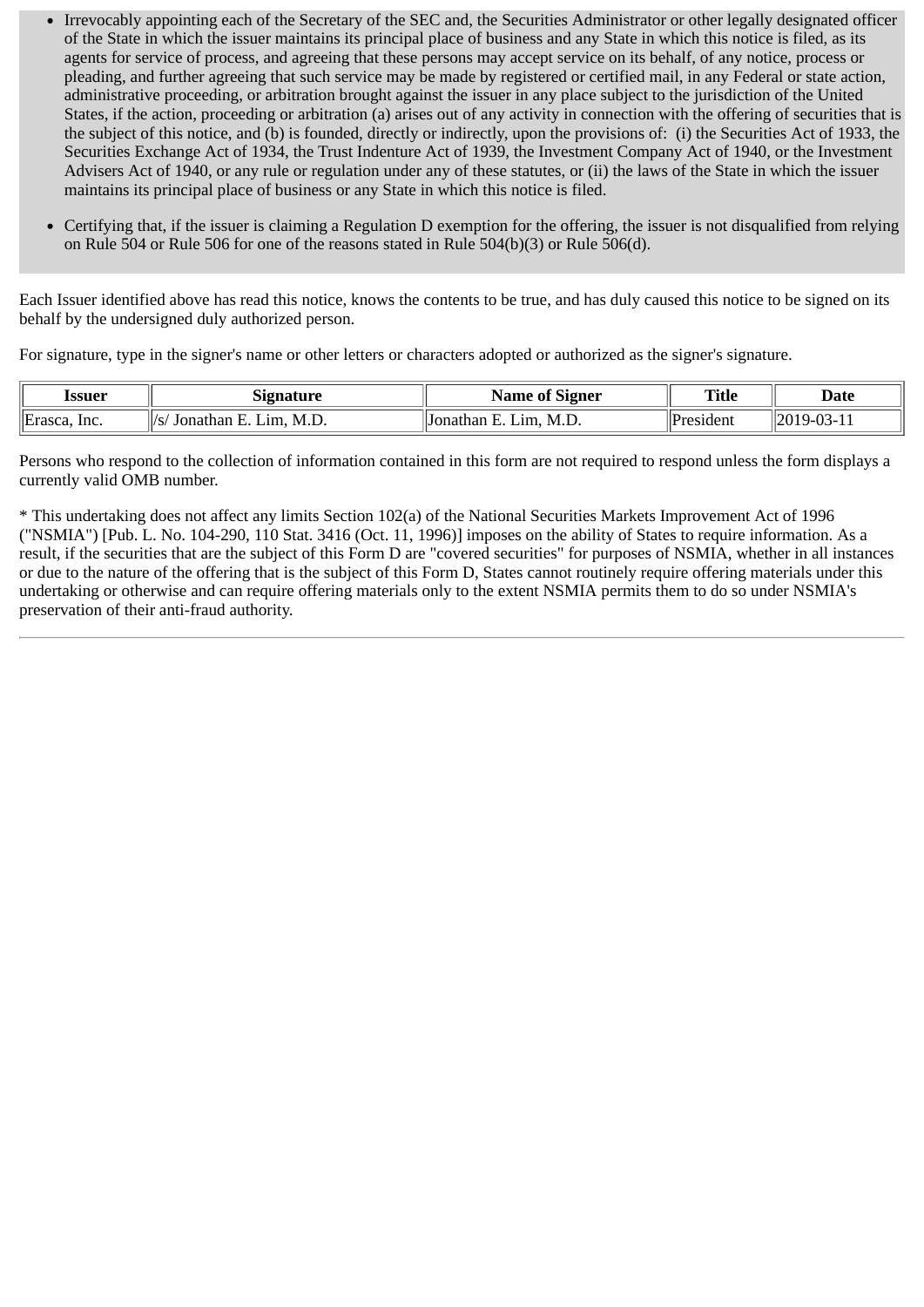- Irrevocably appointing each of the Secretary of the SEC and, the Securities Administrator or other legally designated officer of the State in which the issuer maintains its principal place of business and any State in which this notice is filed, as its agents for service of process, and agreeing that these persons may accept service on its behalf, of any notice, process or pleading, and further agreeing that such service may be made by registered or certified mail, in any Federal or state action, administrative proceeding, or arbitration brought against the issuer in any place subject to the jurisdiction of the United States, if the action, proceeding or arbitration (a) arises out of any activity in connection with the offering of securities that is the subject of this notice, and (b) is founded, directly or indirectly, upon the provisions of: (i) the Securities Act of 1933, the Securities Exchange Act of 1934, the Trust Indenture Act of 1939, the Investment Company Act of 1940, or the Investment Advisers Act of 1940, or any rule or regulation under any of these statutes, or (ii) the laws of the State in which the issuer maintains its principal place of business or any State in which this notice is filed.
- Certifying that, if the issuer is claiming a Regulation D exemption for the offering, the issuer is not disqualified from relying on Rule 504 or Rule 506 for one of the reasons stated in Rule 504(b)(3) or Rule 506(d).

Each Issuer identified above has read this notice, knows the contents to be true, and has duly caused this notice to be signed on its behalf by the undersigned duly authorized person.

For signature, type in the signer's name or other letters or characters adopted or authorized as the signer's signature.

| Issuer | Signature | Name of Signer | Title | Date |
|---|---|---|---|---|
| Erasca, Inc. | /s/ Jonathan E. Lim, M.D. | Jonathan E. Lim, M.D. | President | 2019-03-11 |

Persons who respond to the collection of information contained in this form are not required to respond unless the form displays a currently valid OMB number.

* This undertaking does not affect any limits Section 102(a) of the National Securities Markets Improvement Act of 1996 ("NSMIA") [Pub. L. No. 104-290, 110 Stat. 3416 (Oct. 11, 1996)] imposes on the ability of States to require information. As a result, if the securities that are the subject of this Form D are "covered securities" for purposes of NSMIA, whether in all instances or due to the nature of the offering that is the subject of this Form D, States cannot routinely require offering materials under this undertaking or otherwise and can require offering materials only to the extent NSMIA permits them to do so under NSMIA's preservation of their anti-fraud authority.